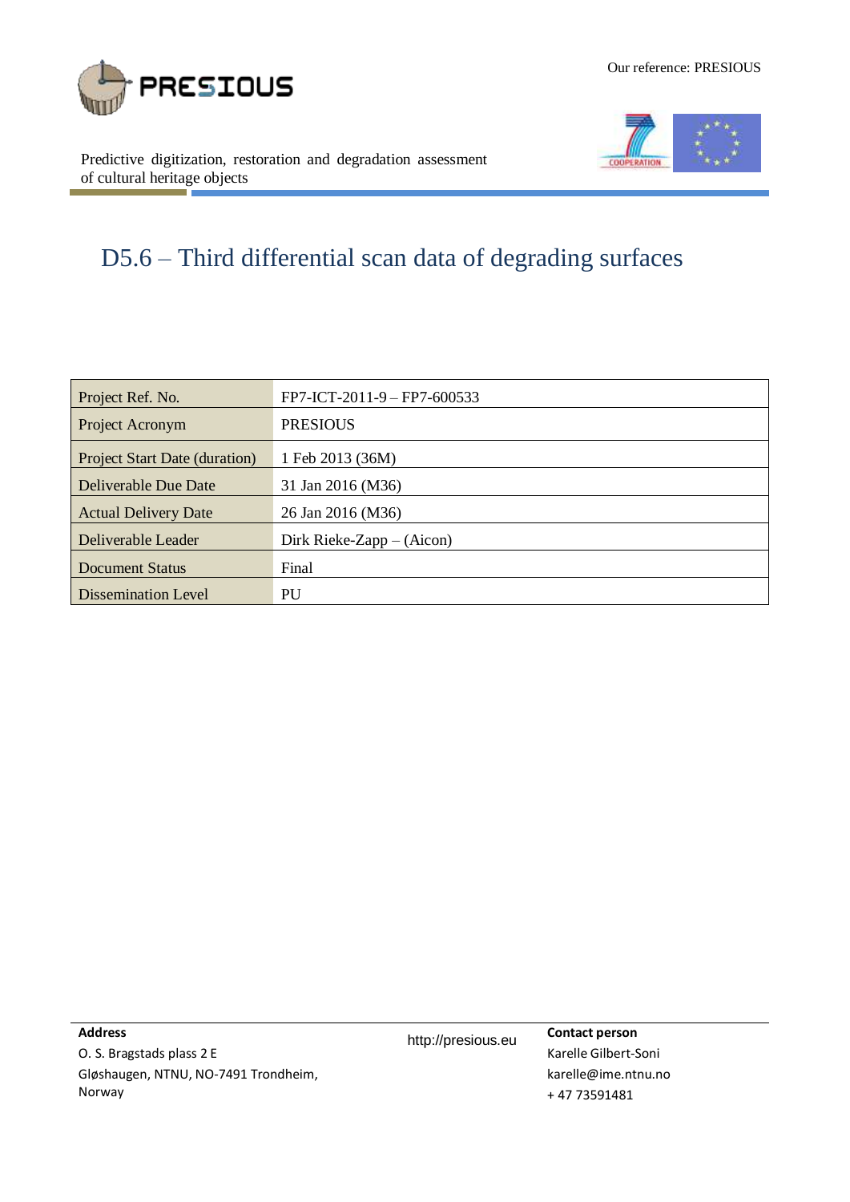Our reference: PRESIOUS

PRESIOUS

Predictive digitization, restoration and degradation assessment of cultural heritage objects

# D5.6 – Third differential scan data of degrading surfaces

| | |
|---|---|
| Project Ref. No. | FP7-ICT-2011-9 – FP7-600533 |
| Project Acronym | PRESIOUS |
| Project Start Date (duration) | 1 Feb 2013 (36M) |
| Deliverable Due Date | 31 Jan 2016 (M36) |
| Actual Delivery Date | 26 Jan 2016 (M36) |
| Deliverable Leader | Dirk Rieke-Zapp – (Aicon) |
| Document Status | Final |
| Dissemination Level | PU |

**Address**
O. S. Bragstads plass 2 E
Gløshaugen, NTNU, NO-7491 Trondheim,
Norway

http://presious.eu

**Contact person**
Karelle Gilbert-Soni
karelle@ime.ntnu.no
+ 47 73591481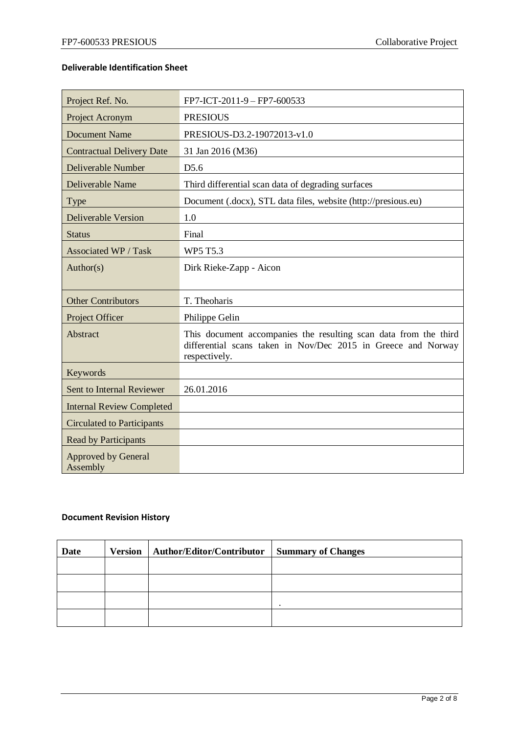**Deliverable Identification Sheet**

| | |
|---|---|
| Project Ref. No. | FP7-ICT-2011-9 – FP7-600533 |
| Project Acronym | PRESIOUS |
| Document Name | PRESIOUS-D3.2-19072013-v1.0 |
| Contractual Delivery Date | 31 Jan 2016 (M36) |
| Deliverable Number | D5.6 |
| Deliverable Name | Third differential scan data of degrading surfaces |
| Type | Document (.docx), STL data files, website (http://presious.eu) |
| Deliverable Version | 1.0 |
| Status | Final |
| Associated WP / Task | WP5 T5.3 |
| Author(s) | Dirk Rieke-Zapp - Aicon |
| Other Contributors | T. Theoharis |
| Project Officer | Philippe Gelin |
| Abstract | This document accompanies the resulting scan data from the third differential scans taken in Nov/Dec 2015 in Greece and Norway respectively. |
| Keywords | |
| Sent to Internal Reviewer | 26.01.2016 |
| Internal Review Completed | |
| Circulated to Participants | |
| Read by Participants | |
| Approved by General Assembly | |

**Document Revision History**

| Date | Version | Author/Editor/Contributor | Summary of Changes |
|---|---|---|---|
| | | | |
| | | | |
| | | | . |
| | | | |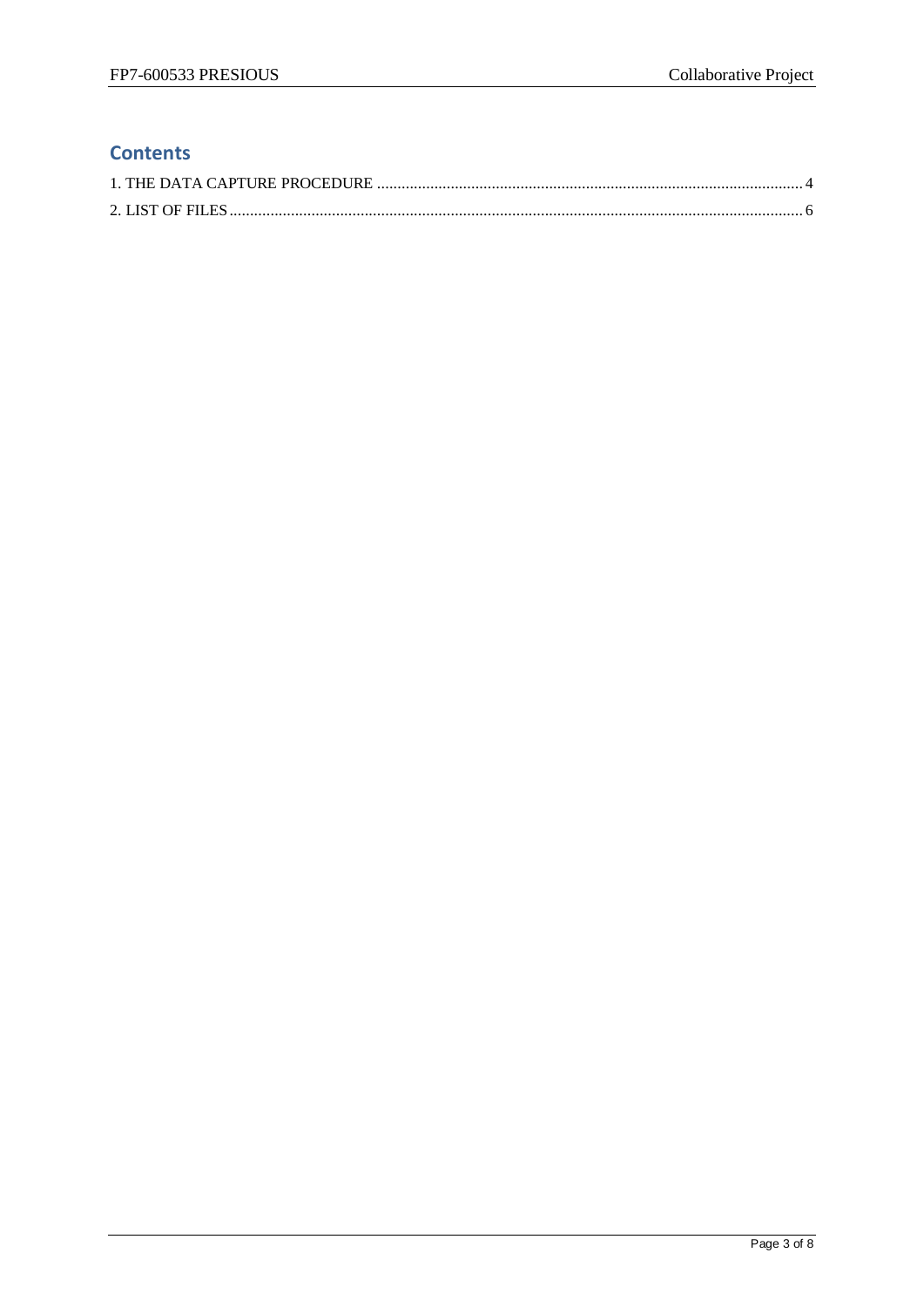## Contents

1. THE DATA CAPTURE PROCEDURE ............................................................ 4

2. LIST OF FILES ............................................................................................... 6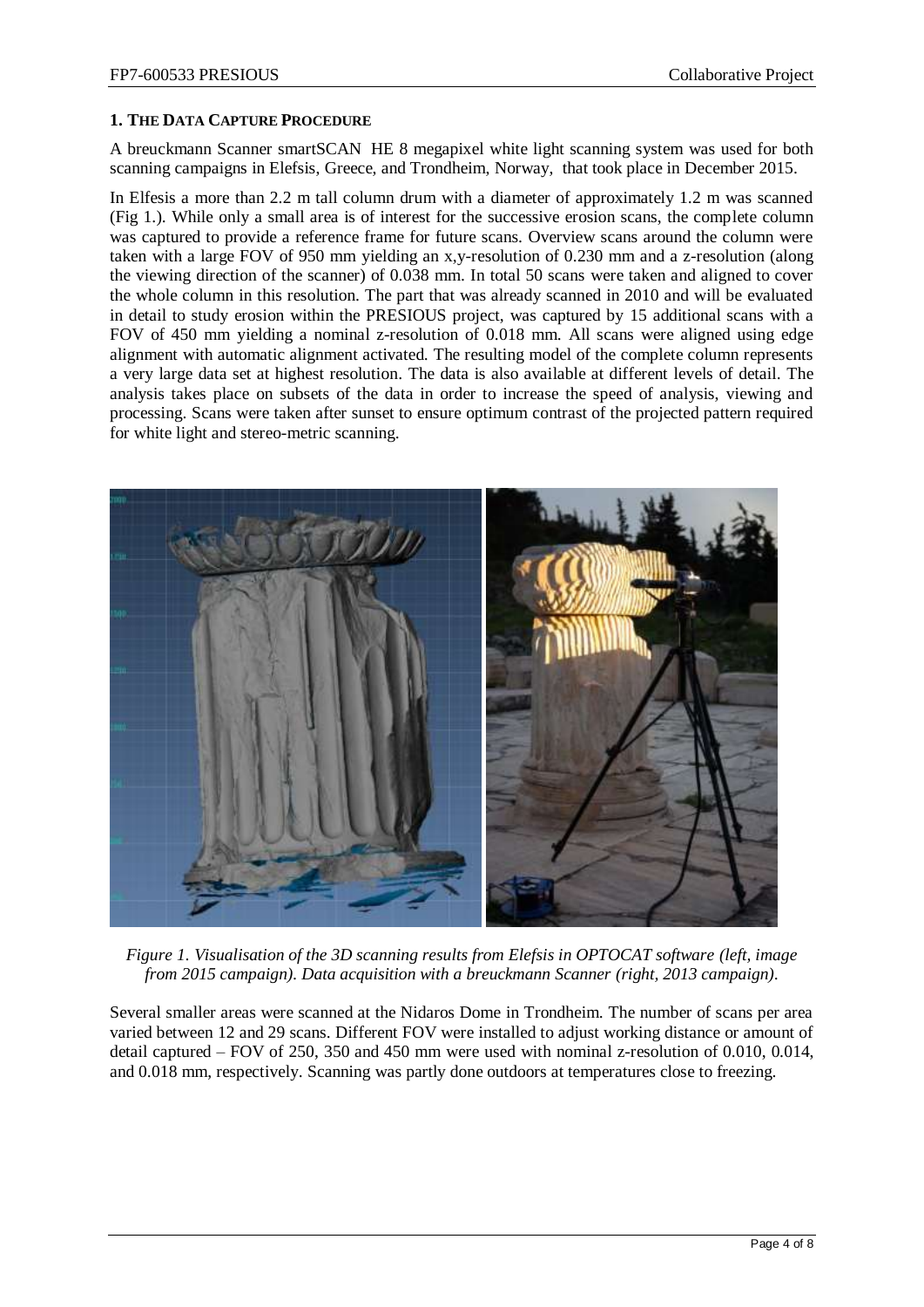## 1. THE DATA CAPTURE PROCEDURE

A breuckmann Scanner smartSCAN HE 8 megapixel white light scanning system was used for both scanning campaigns in Elefsis, Greece, and Trondheim, Norway, that took place in December 2015.

In Elfesis a more than 2.2 m tall column drum with a diameter of approximately 1.2 m was scanned (Fig 1.). While only a small area is of interest for the successive erosion scans, the complete column was captured to provide a reference frame for future scans. Overview scans around the column were taken with a large FOV of 950 mm yielding an x,y-resolution of 0.230 mm and a z-resolution (along the viewing direction of the scanner) of 0.038 mm. In total 50 scans were taken and aligned to cover the whole column in this resolution. The part that was already scanned in 2010 and will be evaluated in detail to study erosion within the PRESIOUS project, was captured by 15 additional scans with a FOV of 450 mm yielding a nominal z-resolution of 0.018 mm. All scans were aligned using edge alignment with automatic alignment activated. The resulting model of the complete column represents a very large data set at highest resolution. The data is also available at different levels of detail. The analysis takes place on subsets of the data in order to increase the speed of analysis, viewing and processing. Scans were taken after sunset to ensure optimum contrast of the projected pattern required for white light and stereo-metric scanning.

*Figure 1. Visualisation of the 3D scanning results from Elefsis in OPTOCAT software (left, image from 2015 campaign). Data acquisition with a breuckmann Scanner (right, 2013 campaign).*

Several smaller areas were scanned at the Nidaros Dome in Trondheim. The number of scans per area varied between 12 and 29 scans. Different FOV were installed to adjust working distance or amount of detail captured – FOV of 250, 350 and 450 mm were used with nominal z-resolution of 0.010, 0.014, and 0.018 mm, respectively. Scanning was partly done outdoors at temperatures close to freezing.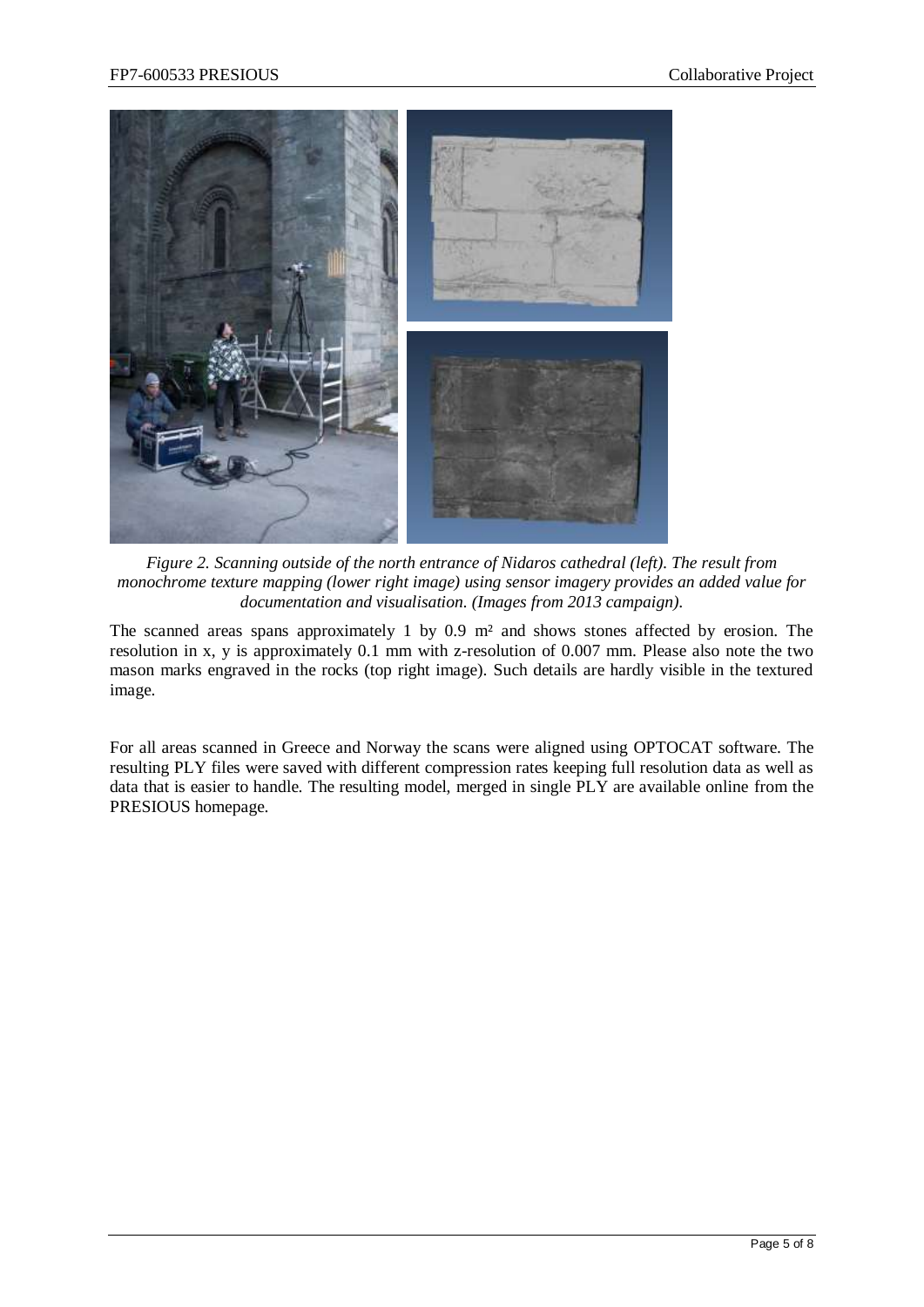*Figure 2. Scanning outside of the north entrance of Nidaros cathedral (left). The result from monochrome texture mapping (lower right image) using sensor imagery provides an added value for documentation and visualisation. (Images from 2013 campaign).*

The scanned areas spans approximately 1 by 0.9 m² and shows stones affected by erosion. The resolution in x, y is approximately 0.1 mm with z-resolution of 0.007 mm. Please also note the two mason marks engraved in the rocks (top right image). Such details are hardly visible in the textured image.

For all areas scanned in Greece and Norway the scans were aligned using OPTOCAT software. The resulting PLY files were saved with different compression rates keeping full resolution data as well as data that is easier to handle. The resulting model, merged in single PLY are available online from the PRESIOUS homepage.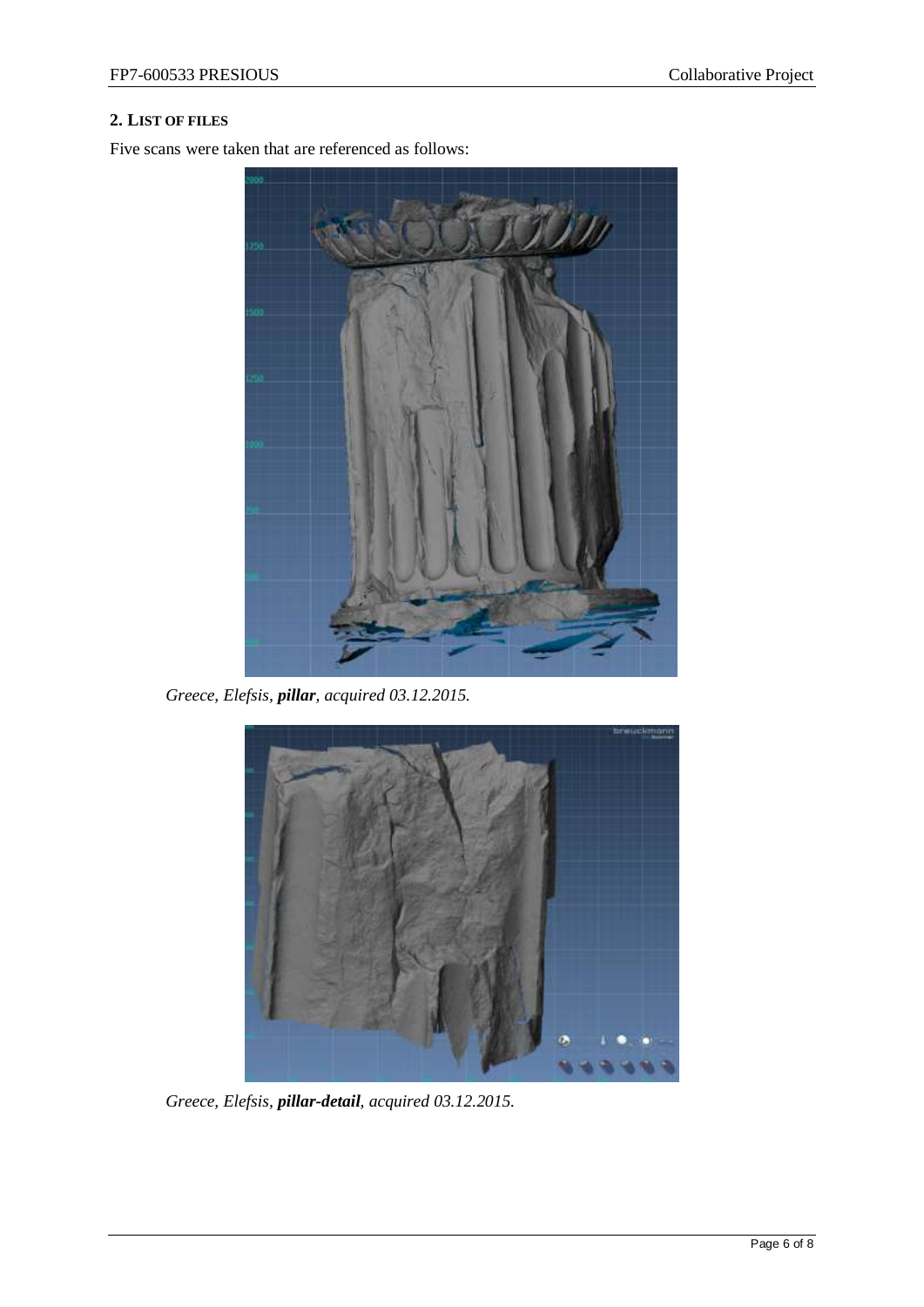## 2. List of Files

Five scans were taken that are referenced as follows:

*Greece, Elefsis, **pillar**, acquired 03.12.2015.*

*Greece, Elefsis, **pillar-detail**, acquired 03.12.2015.*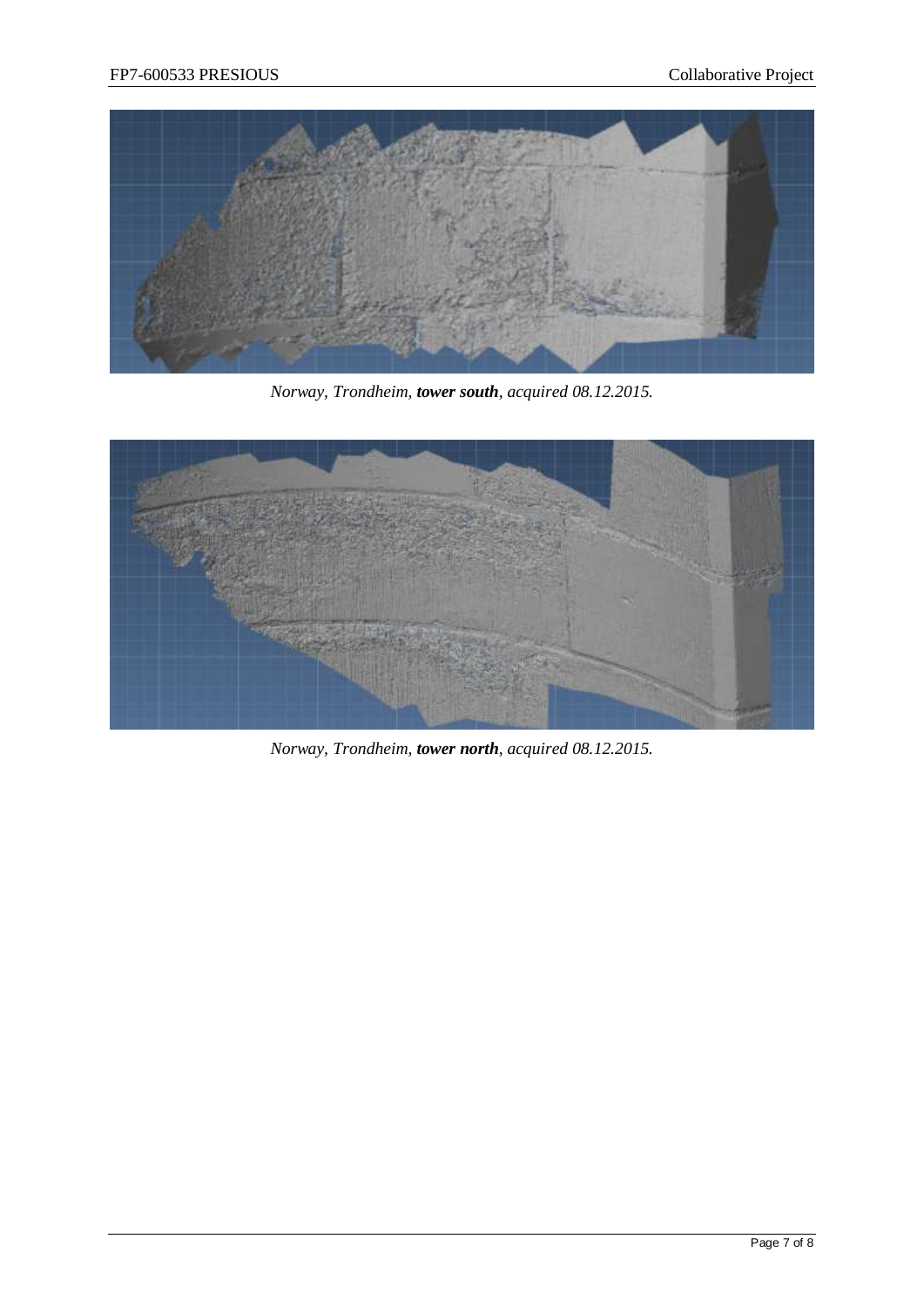*Norway, Trondheim, **tower south**, acquired 08.12.2015.*

*Norway, Trondheim, **tower north**, acquired 08.12.2015.*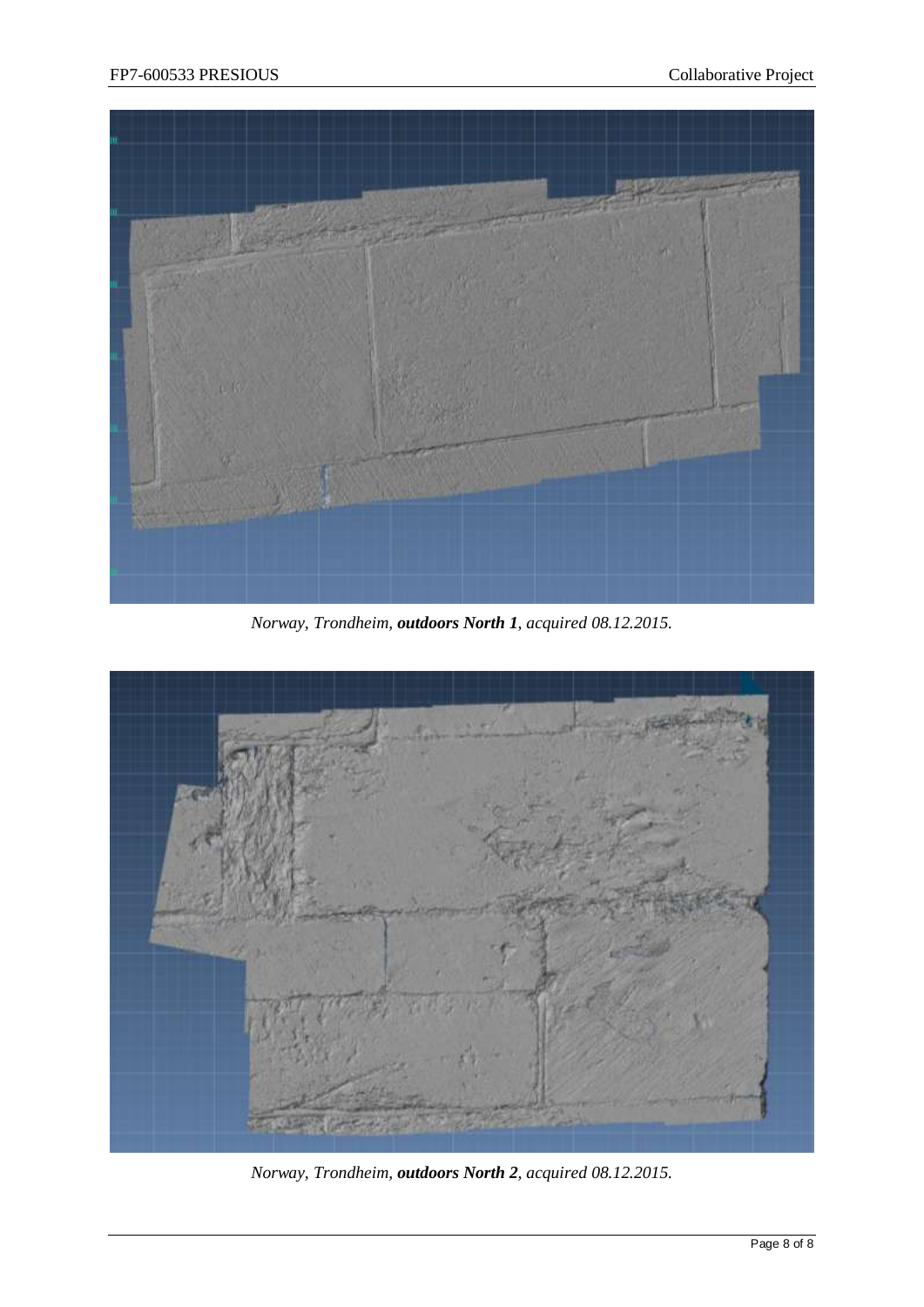*Norway, Trondheim, **outdoors North 1**, acquired 08.12.2015.*

*Norway, Trondheim, **outdoors North 2**, acquired 08.12.2015.*